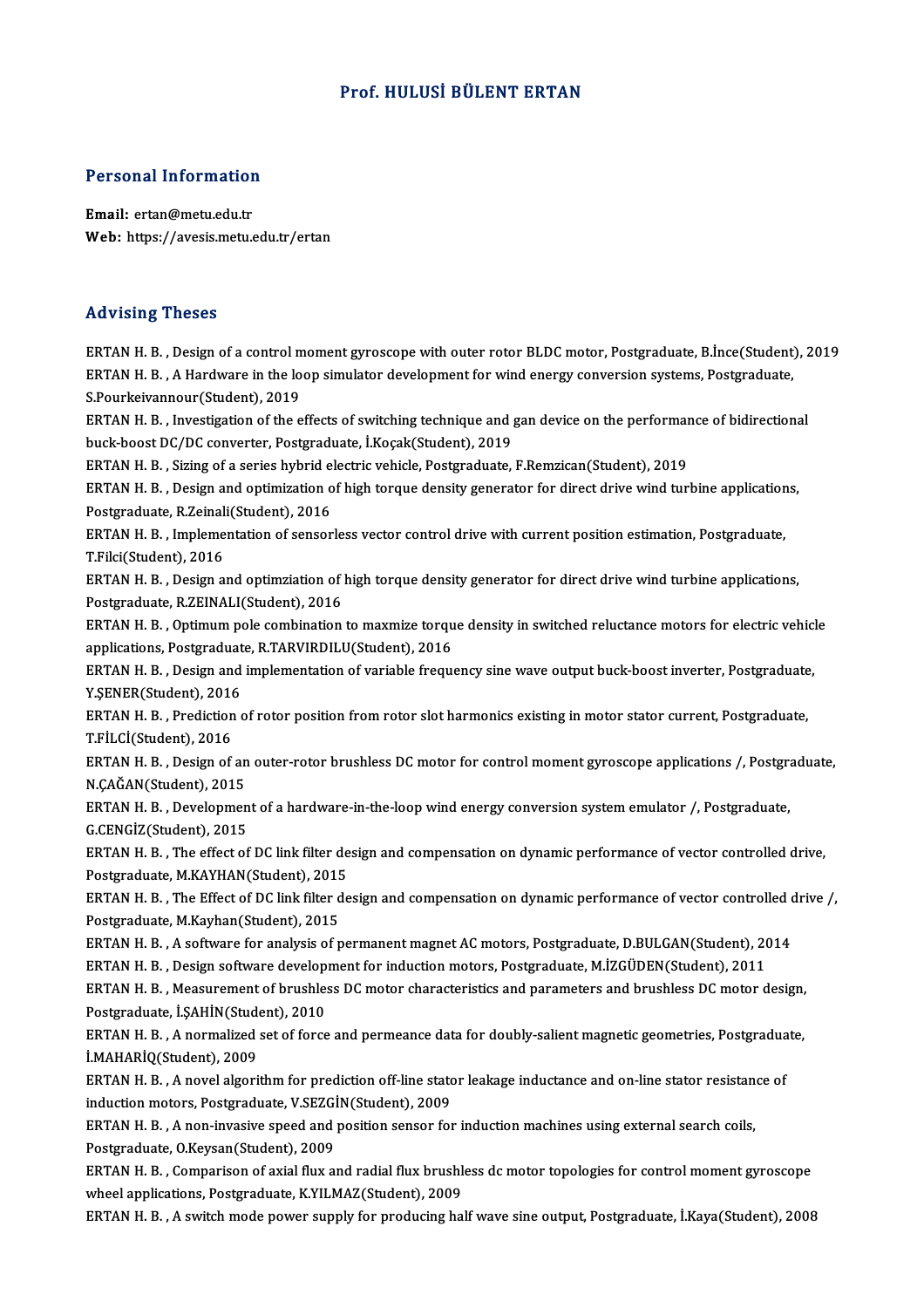# Prof. HULUSİ BÜLENT ERTAN

## Personal Information

**Email:** ertan@metu.edu.tr
**Web:** https://avesis.metu.edu.tr/ertan

## Advising Theses

ERTAN H. B. , Design of a control moment gyroscope with outer rotor BLDC motor, Postgraduate, B.İnce(Student), 2019

ERTAN H. B. , A Hardware in the loop simulator development for wind energy conversion systems, Postgraduate, S.Pourkeivannour(Student), 2019

ERTAN H. B. , Investigation of the effects of switching technique and gan device on the performance of bidirectional buck-boost DC/DC converter, Postgraduate, İ.Koçak(Student), 2019

ERTAN H. B. , Sizing of a series hybrid electric vehicle, Postgraduate, F.Remzican(Student), 2019

ERTAN H. B. , Design and optimization of high torque density generator for direct drive wind turbine applications, Postgraduate, R.Zeinali(Student), 2016

ERTAN H. B. , Implementation of sensorless vector control drive with current position estimation, Postgraduate, T.Filci(Student), 2016

ERTAN H. B. , Design and optimziation of high torque density generator for direct drive wind turbine applications, Postgraduate, R.ZEINALI(Student), 2016

ERTAN H. B. , Optimum pole combination to maxmize torque density in switched reluctance motors for electric vehicle applications, Postgraduate, R.TARVIRDILU(Student), 2016

ERTAN H. B. , Design and implementation of variable frequency sine wave output buck-boost inverter, Postgraduate, Y.ŞENER(Student), 2016

ERTAN H. B. , Prediction of rotor position from rotor slot harmonics existing in motor stator current, Postgraduate, T.FİLCİ(Student), 2016

ERTAN H. B. , Design of an outer-rotor brushless DC motor for control moment gyroscope applications /, Postgraduate, N.ÇAĞAN(Student), 2015

ERTAN H. B. , Development of a hardware-in-the-loop wind energy conversion system emulator /, Postgraduate, G.CENGİZ(Student), 2015

ERTAN H. B. , The effect of DC link filter design and compensation on dynamic performance of vector controlled drive, Postgraduate, M.KAYHAN(Student), 2015

ERTAN H. B. , The Effect of DC link filter design and compensation on dynamic performance of vector controlled drive /, Postgraduate, M.Kayhan(Student), 2015

ERTAN H. B. , A software for analysis of permanent magnet AC motors, Postgraduate, D.BULGAN(Student), 2014

ERTAN H. B. , Design software development for induction motors, Postgraduate, M.İZGÜDEN(Student), 2011

ERTAN H. B. , Measurement of brushless DC motor characteristics and parameters and brushless DC motor design, Postgraduate, İ.ŞAHİN(Student), 2010

ERTAN H. B. , A normalized set of force and permeance data for doubly-salient magnetic geometries, Postgraduate, İ.MAHARİQ(Student), 2009

ERTAN H. B. , A novel algorithm for prediction off-line stator leakage inductance and on-line stator resistance of induction motors, Postgraduate, V.SEZGİN(Student), 2009

ERTAN H. B. , A non-invasive speed and position sensor for induction machines using external search coils, Postgraduate, O.Keysan(Student), 2009

ERTAN H. B. , Comparison of axial flux and radial flux brushless dc motor topologies for control moment gyroscope wheel applications, Postgraduate, K.YILMAZ(Student), 2009

ERTAN H. B. , A switch mode power supply for producing half wave sine output, Postgraduate, İ.Kaya(Student), 2008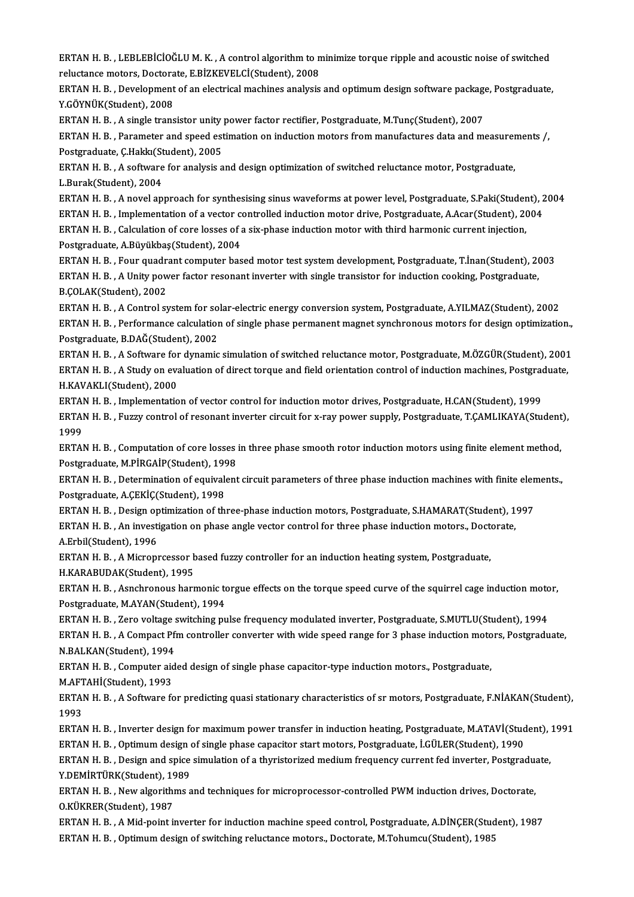ERTAN H. B. , LEBLEBİCİOĞLU M. K. , A control algorithm to minimize torque ripple and acoustic noise of switched reluctance motors, Doctorate, E.BİZKEVELCİ(Student), 2008

ERTAN H. B. , Development of an electrical machines analysis and optimum design software package, Postgraduate, Y.GÖYNÜK(Student), 2008

ERTAN H. B. , A single transistor unity power factor rectifier, Postgraduate, M.Tunç(Student), 2007

ERTAN H. B. , Parameter and speed estimation on induction motors from manufactures data and measurements /, Postgraduate, Ç.Hakkı(Student), 2005

ERTAN H. B. , A software for analysis and design optimization of switched reluctance motor, Postgraduate, L.Burak(Student), 2004

ERTAN H. B. , A novel approach for synthesising sinus waveforms at power level, Postgraduate, S.Paki(Student), 2004

ERTAN H. B. , Implementation of a vector controlled induction motor drive, Postgraduate, A.Acar(Student), 2004

ERTAN H. B. , Calculation of core losses of a six-phase induction motor with third harmonic current injection, Postgraduate, A.Büyükbaş(Student), 2004

ERTAN H. B. , Four quadrant computer based motor test system development, Postgraduate, T.İnan(Student), 2003

ERTAN H. B. , A Unity power factor resonant inverter with single transistor for induction cooking, Postgraduate, B.ÇOLAK(Student), 2002

ERTAN H. B. , A Control system for solar-electric energy conversion system, Postgraduate, A.YILMAZ(Student), 2002

ERTAN H. B. , Performance calculation of single phase permanent magnet synchronous motors for design optimization., Postgraduate, B.DAĞ(Student), 2002

ERTAN H. B. , A Software for dynamic simulation of switched reluctance motor, Postgraduate, M.ÖZGÜR(Student), 2001

ERTAN H. B. , A Study on evaluation of direct torque and field orientation control of induction machines, Postgraduate, H.KAVAKLI(Student), 2000

ERTAN H. B. , Implementation of vector control for induction motor drives, Postgraduate, H.CAN(Student), 1999

ERTAN H. B. , Fuzzy control of resonant inverter circuit for x-ray power supply, Postgraduate, T.ÇAMLIKAYA(Student), 1999

ERTAN H. B. , Computation of core losses in three phase smooth rotor induction motors using finite element method, Postgraduate, M.PİRGAİP(Student), 1998

ERTAN H. B. , Determination of equivalent circuit parameters of three phase induction machines with finite elements., Postgraduate, A.ÇEKİÇ(Student), 1998

ERTAN H. B. , Design optimization of three-phase induction motors, Postgraduate, S.HAMARAT(Student), 1997

ERTAN H. B. , An investigation on phase angle vector control for three phase induction motors., Doctorate, A.Erbil(Student), 1996

ERTAN H. B. , A Microprcessor based fuzzy controller for an induction heating system, Postgraduate, H.KARABUDAK(Student), 1995

ERTAN H. B. , Asnchronous harmonic torgue effects on the torque speed curve of the squirrel cage induction motor, Postgraduate, M.AYAN(Student), 1994

ERTAN H. B. , Zero voltage switching pulse frequency modulated inverter, Postgraduate, S.MUTLU(Student), 1994

ERTAN H. B. , A Compact Pfm controller converter with wide speed range for 3 phase induction motors, Postgraduate, N.BALKAN(Student), 1994

ERTAN H. B. , Computer aided design of single phase capacitor-type induction motors., Postgraduate, M.AFTAHİ(Student), 1993

ERTAN H. B. , A Software for predicting quasi stationary characteristics of sr motors, Postgraduate, F.NİAKAN(Student), 1993

ERTAN H. B. , Inverter design for maximum power transfer in induction heating, Postgraduate, M.ATAVİ(Student), 1991

ERTAN H. B. , Optimum design of single phase capacitor start motors, Postgraduate, İ.GÜLER(Student), 1990

ERTAN H. B. , Design and spice simulation of a thyristorized medium frequency current fed inverter, Postgraduate, Y.DEMİRTÜRK(Student), 1989

ERTAN H. B. , New algorithms and techniques for microprocessor-controlled PWM induction drives, Doctorate, O.KÜKRER(Student), 1987

ERTAN H. B. , A Mid-point inverter for induction machine speed control, Postgraduate, A.DİNÇER(Student), 1987

ERTAN H. B. , Optimum design of switching reluctance motors., Doctorate, M.Tohumcu(Student), 1985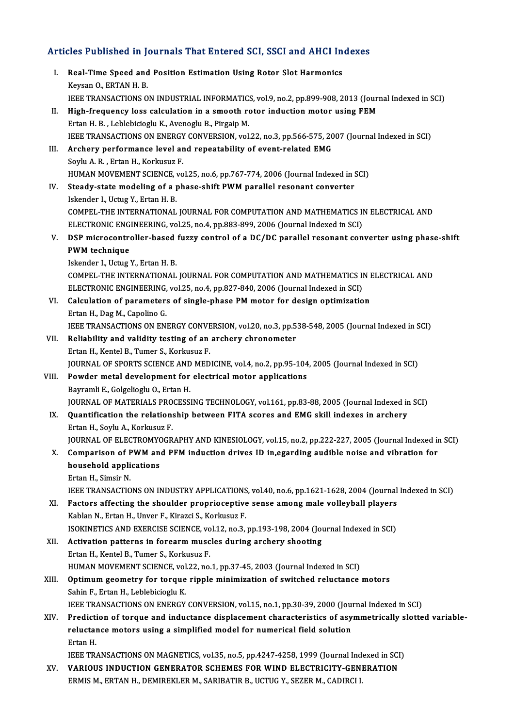## Articles Published in Journals That Entered SCI, SSCI and AHCI Indexes

I. **Real-Time Speed and Position Estimation Using Rotor Slot Harmonics**
Keysan O., ERTAN H. B.
IEEE TRANSACTIONS ON INDUSTRIAL INFORMATICS, vol.9, no.2, pp.899-908, 2013 (Journal Indexed in SCI)

II. **High-frequency loss calculation in a smooth rotor induction motor using FEM**
Ertan H. B. , Leblebicioglu K., Avenoglu B., Pirgaip M.
IEEE TRANSACTIONS ON ENERGY CONVERSION, vol.22, no.3, pp.566-575, 2007 (Journal Indexed in SCI)

III. **Archery performance level and repeatability of event-related EMG**
Soylu A. R. , Ertan H., Korkusuz F.
HUMAN MOVEMENT SCIENCE, vol.25, no.6, pp.767-774, 2006 (Journal Indexed in SCI)

IV. **Steady-state modeling of a phase-shift PWM parallel resonant converter**
Iskender I., Uctug Y., Ertan H. B.
COMPEL-THE INTERNATIONAL JOURNAL FOR COMPUTATION AND MATHEMATICS IN ELECTRICAL AND ELECTRONIC ENGINEERING, vol.25, no.4, pp.883-899, 2006 (Journal Indexed in SCI)

V. **DSP microcontroller-based fuzzy control of a DC/DC parallel resonant converter using phase-shift PWM technique**
Iskender I., Uctug Y., Ertan H. B.
COMPEL-THE INTERNATIONAL JOURNAL FOR COMPUTATION AND MATHEMATICS IN ELECTRICAL AND ELECTRONIC ENGINEERING, vol.25, no.4, pp.827-840, 2006 (Journal Indexed in SCI)

VI. **Calculation of parameters of single-phase PM motor for design optimization**
Ertan H., Dag M., Capolino G.
IEEE TRANSACTIONS ON ENERGY CONVERSION, vol.20, no.3, pp.538-548, 2005 (Journal Indexed in SCI)

VII. **Reliability and validity testing of an archery chronometer**
Ertan H., Kentel B., Tumer S., Korkusuz F.
JOURNAL OF SPORTS SCIENCE AND MEDICINE, vol.4, no.2, pp.95-104, 2005 (Journal Indexed in SCI)

VIII. **Powder metal development for electrical motor applications**
Bayramli E., Golgelioglu O., Ertan H.
JOURNAL OF MATERIALS PROCESSING TECHNOLOGY, vol.161, pp.83-88, 2005 (Journal Indexed in SCI)

IX. **Quantification the relationship between FITA scores and EMG skill indexes in archery**
Ertan H., Soylu A., Korkusuz F.
JOURNAL OF ELECTROMYOGRAPHY AND KINESIOLOGY, vol.15, no.2, pp.222-227, 2005 (Journal Indexed in SCI)

X. **Comparison of PWM and PFM induction drives ID in,egarding audible noise and vibration for household applications**
Ertan H., Simsir N.
IEEE TRANSACTIONS ON INDUSTRY APPLICATIONS, vol.40, no.6, pp.1621-1628, 2004 (Journal Indexed in SCI)

XI. **Factors affecting the shoulder proprioceptive sense among male volleyball players**
Kablan N., Ertan H., Unver F., Kirazci S., Korkusuz F.
ISOKINETICS AND EXERCISE SCIENCE, vol.12, no.3, pp.193-198, 2004 (Journal Indexed in SCI)

XII. **Activation patterns in forearm muscles during archery shooting**
Ertan H., Kentel B., Tumer S., Korkusuz F.
HUMAN MOVEMENT SCIENCE, vol.22, no.1, pp.37-45, 2003 (Journal Indexed in SCI)

XIII. **Optimum geometry for torque ripple minimization of switched reluctance motors**
Sahin F., Ertan H., Leblebicioglu K.
IEEE TRANSACTIONS ON ENERGY CONVERSION, vol.15, no.1, pp.30-39, 2000 (Journal Indexed in SCI)

XIV. **Prediction of torque and inductance displacement characteristics of asymmetrically slotted variable-reluctance motors using a simplified model for numerical field solution**
Ertan H.
IEEE TRANSACTIONS ON MAGNETICS, vol.35, no.5, pp.4247-4258, 1999 (Journal Indexed in SCI)

XV. **VARIOUS INDUCTION GENERATOR SCHEMES FOR WIND ELECTRICITY-GENERATION**
ERMIS M., ERTAN H., DEMIREKLER M., SARIBATIR B., UCTUG Y., SEZER M., CADIRCI I.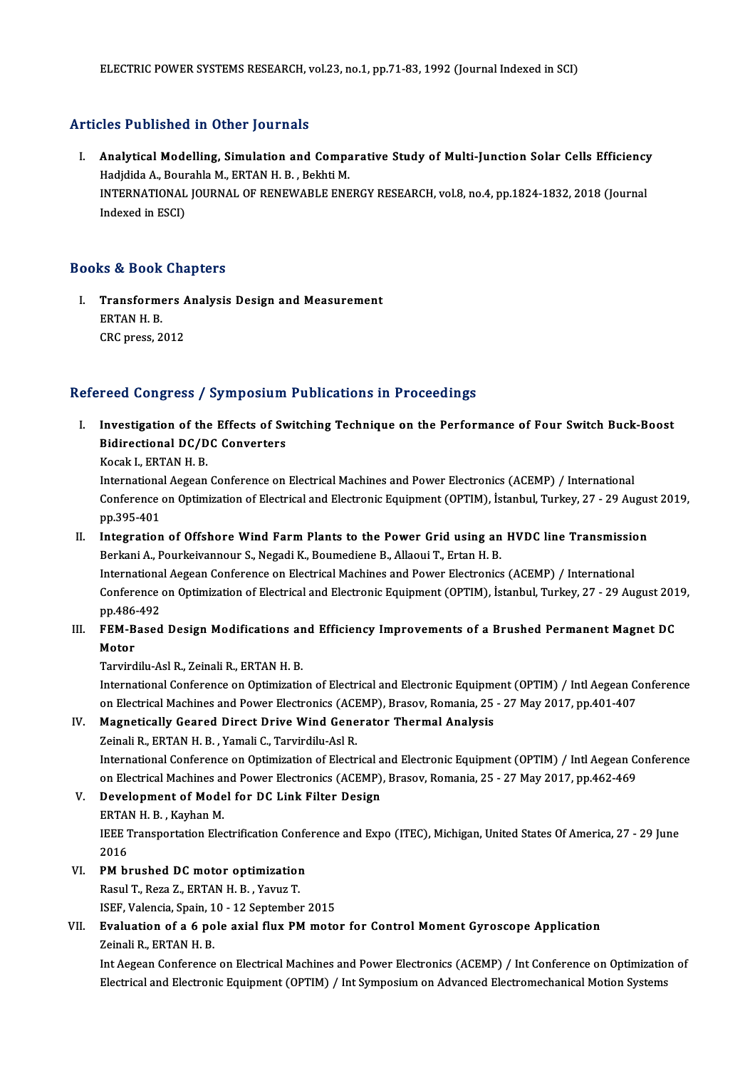ELECTRIC POWER SYSTEMS RESEARCH, vol.23, no.1, pp.71-83, 1992 (Journal Indexed in SCI)

## Articles Published in Other Journals

I. **Analytical Modelling, Simulation and Comparative Study of Multi-Junction Solar Cells Efficiency**
   Hadjdida A., Bourahla M., ERTAN H. B. , Bekhti M.
   INTERNATIONAL JOURNAL OF RENEWABLE ENERGY RESEARCH, vol.8, no.4, pp.1824-1832, 2018 (Journal Indexed in ESCI)

## Books & Book Chapters

I. **Transformers Analysis Design and Measurement**
   ERTAN H. B.
   CRC press, 2012

## Refereed Congress / Symposium Publications in Proceedings

I. **Investigation of the Effects of Switching Technique on the Performance of Four Switch Buck-Boost Bidirectional DC/DC Converters**
   Kocak I., ERTAN H. B.
   International Aegean Conference on Electrical Machines and Power Electronics (ACEMP) / International Conference on Optimization of Electrical and Electronic Equipment (OPTIM), İstanbul, Turkey, 27 - 29 August 2019, pp.395-401
II. **Integration of Offshore Wind Farm Plants to the Power Grid using an HVDC line Transmission**
   Berkani A., Pourkeivannour S., Negadi K., Boumediene B., Allaoui T., Ertan H. B.
   International Aegean Conference on Electrical Machines and Power Electronics (ACEMP) / International Conference on Optimization of Electrical and Electronic Equipment (OPTIM), İstanbul, Turkey, 27 - 29 August 2019, pp.486-492
III. **FEM-Based Design Modifications and Efficiency Improvements of a Brushed Permanent Magnet DC Motor**
   Tarvirdilu-Asl R., Zeinali R., ERTAN H. B.
   International Conference on Optimization of Electrical and Electronic Equipment (OPTIM) / Intl Aegean Conference on Electrical Machines and Power Electronics (ACEMP), Brasov, Romania, 25 - 27 May 2017, pp.401-407
IV. **Magnetically Geared Direct Drive Wind Generator Thermal Analysis**
   Zeinali R., ERTAN H. B. , Yamali C., Tarvirdilu-Asl R.
   International Conference on Optimization of Electrical and Electronic Equipment (OPTIM) / Intl Aegean Conference on Electrical Machines and Power Electronics (ACEMP), Brasov, Romania, 25 - 27 May 2017, pp.462-469
V. **Development of Model for DC Link Filter Design**
   ERTAN H. B. , Kayhan M.
   IEEE Transportation Electrification Conference and Expo (ITEC), Michigan, United States Of America, 27 - 29 June 2016
VI. **PM brushed DC motor optimization**
   Rasul T., Reza Z., ERTAN H. B. , Yavuz T.
   ISEF, Valencia, Spain, 10 - 12 September 2015
VII. **Evaluation of a 6 pole axial flux PM motor for Control Moment Gyroscope Application**
   Zeinali R., ERTAN H. B.
   Int Aegean Conference on Electrical Machines and Power Electronics (ACEMP) / Int Conference on Optimization of Electrical and Electronic Equipment (OPTIM) / Int Symposium on Advanced Electromechanical Motion Systems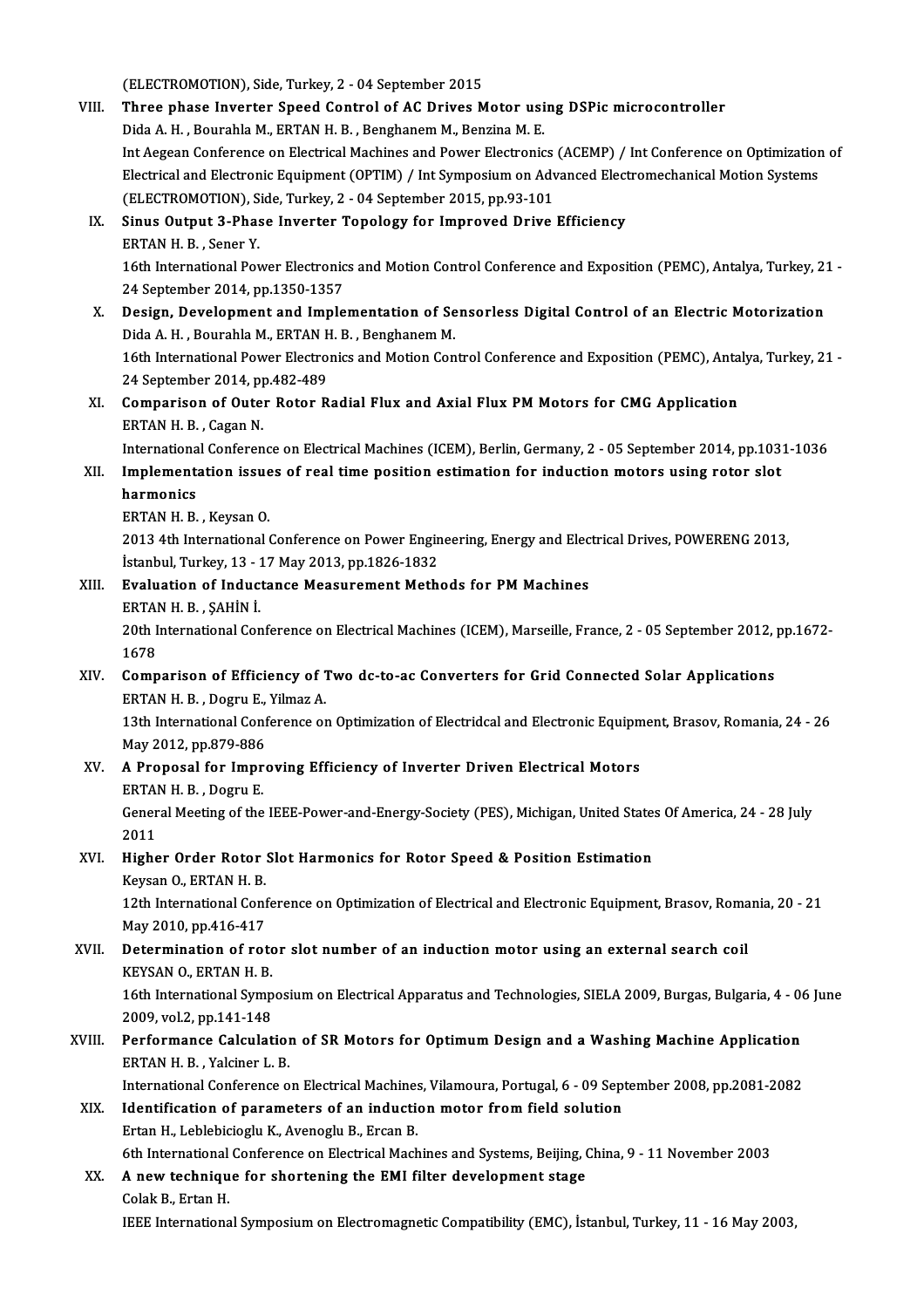(ELECTROMOTION), Side, Turkey, 2 - 04 September 2015

VIII. **Three phase Inverter Speed Control of AC Drives Motor using DSPic microcontroller**
Dida A. H. , Bourahla M., ERTAN H. B. , Benghanem M., Benzina M. E.
Int Aegean Conference on Electrical Machines and Power Electronics (ACEMP) / Int Conference on Optimization of Electrical and Electronic Equipment (OPTIM) / Int Symposium on Advanced Electromechanical Motion Systems (ELECTROMOTION), Side, Turkey, 2 - 04 September 2015, pp.93-101

IX. **Sinus Output 3-Phase Inverter Topology for Improved Drive Efficiency**
ERTAN H. B. , Sener Y.
16th International Power Electronics and Motion Control Conference and Exposition (PEMC), Antalya, Turkey, 21 - 24 September 2014, pp.1350-1357

X. **Design, Development and Implementation of Sensorless Digital Control of an Electric Motorization**
Dida A. H. , Bourahla M., ERTAN H. B. , Benghanem M.
16th International Power Electronics and Motion Control Conference and Exposition (PEMC), Antalya, Turkey, 21 - 24 September 2014, pp.482-489

XI. **Comparison of Outer Rotor Radial Flux and Axial Flux PM Motors for CMG Application**
ERTAN H. B. , Cagan N.
International Conference on Electrical Machines (ICEM), Berlin, Germany, 2 - 05 September 2014, pp.1031-1036

XII. **Implementation issues of real time position estimation for induction motors using rotor slot harmonics**
ERTAN H. B. , Keysan O.
2013 4th International Conference on Power Engineering, Energy and Electrical Drives, POWERENG 2013, İstanbul, Turkey, 13 - 17 May 2013, pp.1826-1832

XIII. **Evaluation of Inductance Measurement Methods for PM Machines**
ERTAN H. B. , ŞAHİN İ.
20th International Conference on Electrical Machines (ICEM), Marseille, France, 2 - 05 September 2012, pp.1672-1678

XIV. **Comparison of Efficiency of Two dc-to-ac Converters for Grid Connected Solar Applications**
ERTAN H. B. , Dogru E., Yilmaz A.
13th International Conference on Optimization of Electridcal and Electronic Equipment, Brasov, Romania, 24 - 26 May 2012, pp.879-886

XV. **A Proposal for Improving Efficiency of Inverter Driven Electrical Motors**
ERTAN H. B. , Dogru E.
General Meeting of the IEEE-Power-and-Energy-Society (PES), Michigan, United States Of America, 24 - 28 July 2011

XVI. **Higher Order Rotor Slot Harmonics for Rotor Speed & Position Estimation**
Keysan O., ERTAN H. B.
12th International Conference on Optimization of Electrical and Electronic Equipment, Brasov, Romania, 20 - 21 May 2010, pp.416-417

XVII. **Determination of rotor slot number of an induction motor using an external search coil**
KEYSAN O., ERTAN H. B.
16th International Symposium on Electrical Apparatus and Technologies, SIELA 2009, Burgas, Bulgaria, 4 - 06 June 2009, vol.2, pp.141-148

XVIII. **Performance Calculation of SR Motors for Optimum Design and a Washing Machine Application**
ERTAN H. B. , Yalciner L. B.
International Conference on Electrical Machines, Vilamoura, Portugal, 6 - 09 September 2008, pp.2081-2082

XIX. **Identification of parameters of an induction motor from field solution**
Ertan H., Leblebicioglu K., Avenoglu B., Ercan B.
6th International Conference on Electrical Machines and Systems, Beijing, China, 9 - 11 November 2003

XX. **A new technique for shortening the EMI filter development stage**
Colak B., Ertan H.
IEEE International Symposium on Electromagnetic Compatibility (EMC), İstanbul, Turkey, 11 - 16 May 2003,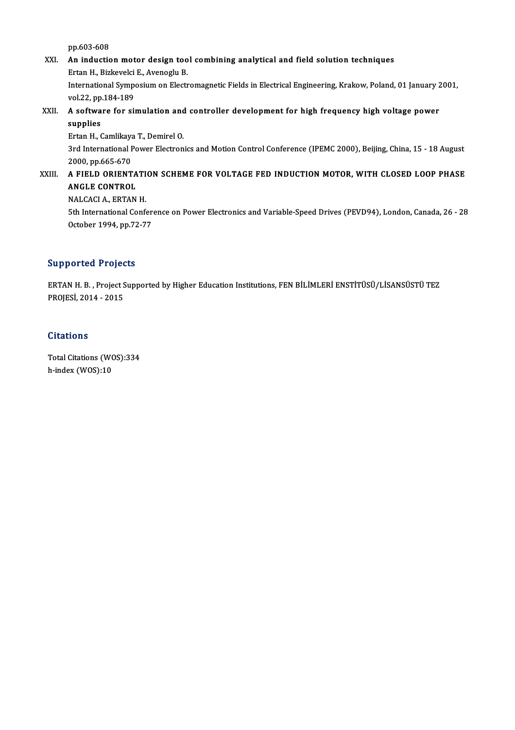pp.603-608

XXI. **An induction motor design tool combining analytical and field solution techniques**
Ertan H., Bizkevelci E., Avenoglu B.
International Symposium on Electromagnetic Fields in Electrical Engineering, Krakow, Poland, 01 January 2001, vol.22, pp.184-189

XXII. **A software for simulation and controller development for high frequency high voltage power supplies**
Ertan H., Camlikaya T., Demirel O.
3rd International Power Electronics and Motion Control Conference (IPEMC 2000), Beijing, China, 15 - 18 August 2000, pp.665-670

XXIII. **A FIELD ORIENTATION SCHEME FOR VOLTAGE FED INDUCTION MOTOR, WITH CLOSED LOOP PHASE ANGLE CONTROL**
NALCACI A., ERTAN H.
5th International Conference on Power Electronics and Variable-Speed Drives (PEVD94), London, Canada, 26 - 28 October 1994, pp.72-77

## Supported Projects

ERTAN H. B. , Project Supported by Higher Education Institutions, FEN BİLİMLERİ ENSTİTÜSÜ/LİSANSÜSTÜ TEZ PROJESİ, 2014 - 2015

## Citations

Total Citations (WOS):334
h-index (WOS):10